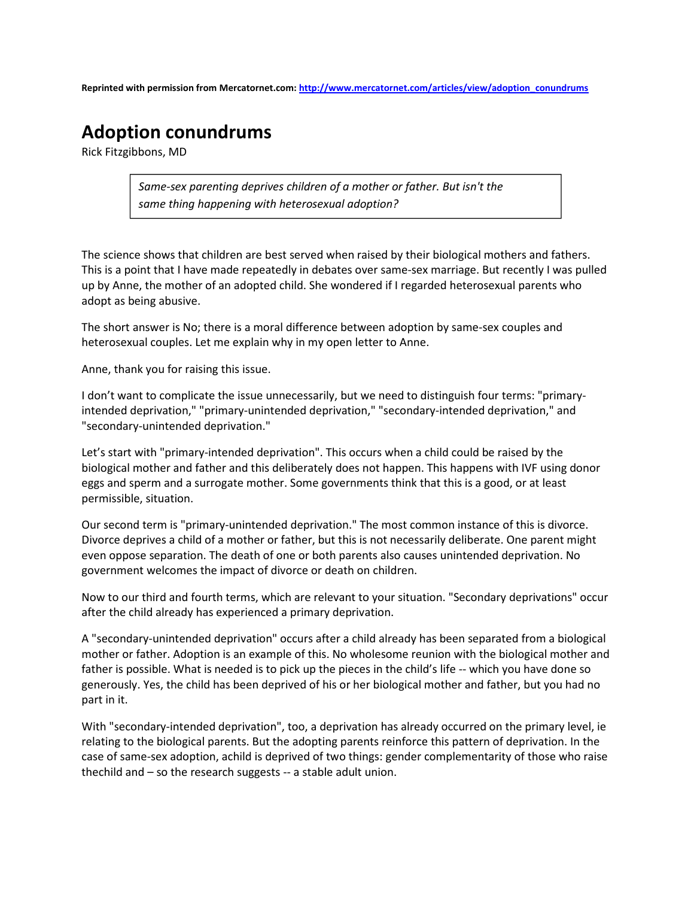**Reprinted with permission from Mercatornet.com: http://www.mercatornet.com/articles/view/adoption_conundrums**

# Adoption conundrums

Rick Fitzgibbons, MD

> *Same-sex parenting deprives children of a mother or father. But isn't the same thing happening with heterosexual adoption?*

The science shows that children are best served when raised by their biological mothers and fathers. This is a point that I have made repeatedly in debates over same-sex marriage. But recently I was pulled up by Anne, the mother of an adopted child. She wondered if I regarded heterosexual parents who adopt as being abusive.

The short answer is No; there is a moral difference between adoption by same-sex couples and heterosexual couples. Let me explain why in my open letter to Anne.

Anne, thank you for raising this issue.

I don't want to complicate the issue unnecessarily, but we need to distinguish four terms: "primary-intended deprivation," "primary-unintended deprivation," "secondary-intended deprivation," and "secondary-unintended deprivation."

Let's start with "primary-intended deprivation". This occurs when a child could be raised by the biological mother and father and this deliberately does not happen. This happens with IVF using donor eggs and sperm and a surrogate mother. Some governments think that this is a good, or at least permissible, situation.

Our second term is "primary-unintended deprivation." The most common instance of this is divorce. Divorce deprives a child of a mother or father, but this is not necessarily deliberate. One parent might even oppose separation. The death of one or both parents also causes unintended deprivation. No government welcomes the impact of divorce or death on children.

Now to our third and fourth terms, which are relevant to your situation. "Secondary deprivations" occur after the child already has experienced a primary deprivation.

A "secondary-unintended deprivation" occurs after a child already has been separated from a biological mother or father. Adoption is an example of this. No wholesome reunion with the biological mother and father is possible. What is needed is to pick up the pieces in the child's life -- which you have done so generously. Yes, the child has been deprived of his or her biological mother and father, but you had no part in it.

With "secondary-intended deprivation", too, a deprivation has already occurred on the primary level, ie relating to the biological parents. But the adopting parents reinforce this pattern of deprivation. In the case of same-sex adoption, achild is deprived of two things: gender complementarity of those who raise thechild and – so the research suggests -- a stable adult union.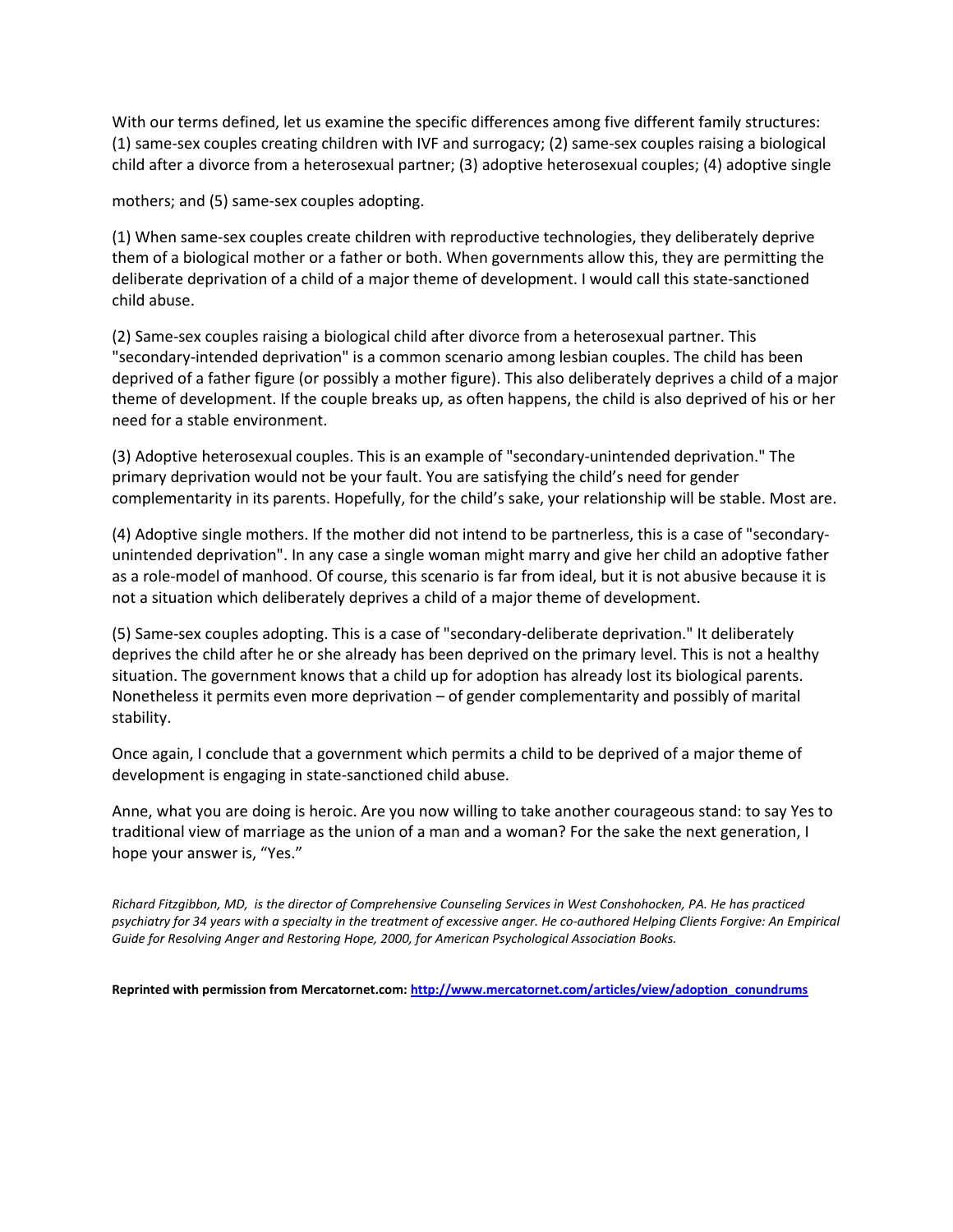With our terms defined, let us examine the specific differences among five different family structures: (1) same-sex couples creating children with IVF and surrogacy; (2) same-sex couples raising a biological child after a divorce from a heterosexual partner; (3) adoptive heterosexual couples; (4) adoptive single mothers; and (5) same-sex couples adopting.

(1) When same-sex couples create children with reproductive technologies, they deliberately deprive them of a biological mother or a father or both. When governments allow this, they are permitting the deliberate deprivation of a child of a major theme of development. I would call this state-sanctioned child abuse.

(2) Same-sex couples raising a biological child after divorce from a heterosexual partner. This "secondary-intended deprivation" is a common scenario among lesbian couples. The child has been deprived of a father figure (or possibly a mother figure). This also deliberately deprives a child of a major theme of development. If the couple breaks up, as often happens, the child is also deprived of his or her need for a stable environment.

(3) Adoptive heterosexual couples. This is an example of "secondary-unintended deprivation." The primary deprivation would not be your fault. You are satisfying the child's need for gender complementarity in its parents. Hopefully, for the child's sake, your relationship will be stable. Most are.

(4) Adoptive single mothers. If the mother did not intend to be partnerless, this is a case of "secondary-unintended deprivation". In any case a single woman might marry and give her child an adoptive father as a role-model of manhood. Of course, this scenario is far from ideal, but it is not abusive because it is not a situation which deliberately deprives a child of a major theme of development.

(5) Same-sex couples adopting. This is a case of "secondary-deliberate deprivation." It deliberately deprives the child after he or she already has been deprived on the primary level. This is not a healthy situation. The government knows that a child up for adoption has already lost its biological parents. Nonetheless it permits even more deprivation – of gender complementarity and possibly of marital stability.

Once again, I conclude that a government which permits a child to be deprived of a major theme of development is engaging in state-sanctioned child abuse.

Anne, what you are doing is heroic. Are you now willing to take another courageous stand: to say Yes to traditional view of marriage as the union of a man and a woman? For the sake the next generation, I hope your answer is, "Yes."

*Richard Fitzgibbon, MD, is the director of Comprehensive Counseling Services in West Conshohocken, PA. He has practiced psychiatry for 34 years with a specialty in the treatment of excessive anger. He co-authored Helping Clients Forgive: An Empirical Guide for Resolving Anger and Restoring Hope, 2000, for American Psychological Association Books.*

**Reprinted with permission from Mercatornet.com: http://www.mercatornet.com/articles/view/adoption_conundrums**